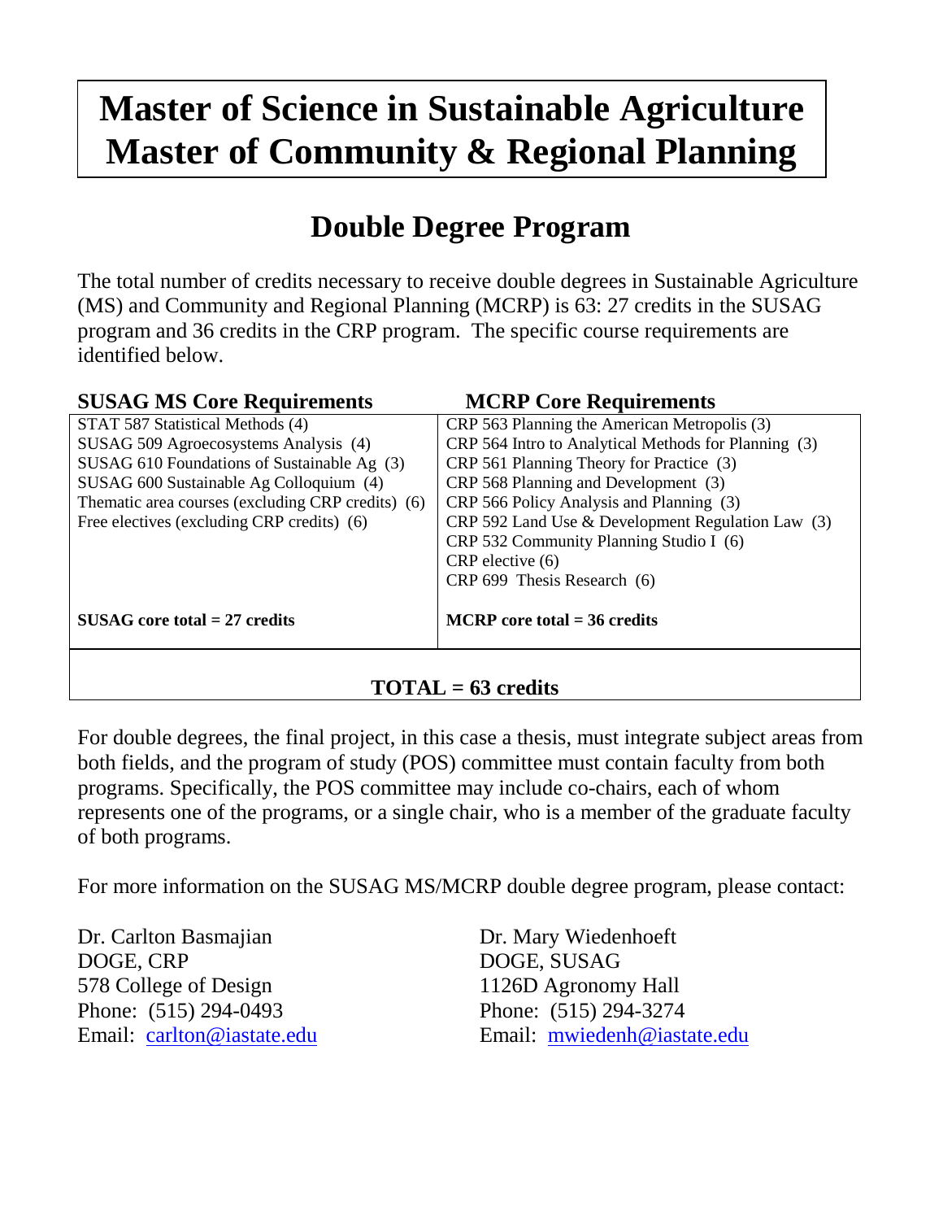# Master of Science in Sustainable Agriculture
# Master of Community & Regional Planning

## Double Degree Program

The total number of credits necessary to receive double degrees in Sustainable Agriculture (MS) and Community and Regional Planning (MCRP) is 63: 27 credits in the SUSAG program and 36 credits in the CRP program. The specific course requirements are identified below.

| SUSAG MS Core Requirements | MCRP Core Requirements |
|---|---|
| STAT 587 Statistical Methods (4) | CRP 563 Planning the American Metropolis (3) |
| SUSAG 509 Agroecosystems Analysis (4) | CRP 564 Intro to Analytical Methods for Planning (3) |
| SUSAG 610 Foundations of Sustainable Ag (3) | CRP 561 Planning Theory for Practice (3) |
| SUSAG 600 Sustainable Ag Colloquium (4) | CRP 568 Planning and Development (3) |
| Thematic area courses (excluding CRP credits) (6) | CRP 566 Policy Analysis and Planning (3) |
| Free electives (excluding CRP credits) (6) | CRP 592 Land Use & Development Regulation Law (3) |
| | CRP 532 Community Planning Studio I (6) |
| | CRP elective (6) |
| | CRP 699 Thesis Research (6) |
| **SUSAG core total = 27 credits** | **MCRP core total = 36 credits** |
| **TOTAL = 63 credits** | |

For double degrees, the final project, in this case a thesis, must integrate subject areas from both fields, and the program of study (POS) committee must contain faculty from both programs. Specifically, the POS committee may include co-chairs, each of whom represents one of the programs, or a single chair, who is a member of the graduate faculty of both programs.

For more information on the SUSAG MS/MCRP double degree program, please contact:

Dr. Carlton Basmajian
DOGE, CRP
578 College of Design
Phone: (515) 294-0493
Email: carlton@iastate.edu

Dr. Mary Wiedenhoeft
DOGE, SUSAG
1126D Agronomy Hall
Phone: (515) 294-3274
Email: mwiedenh@iastate.edu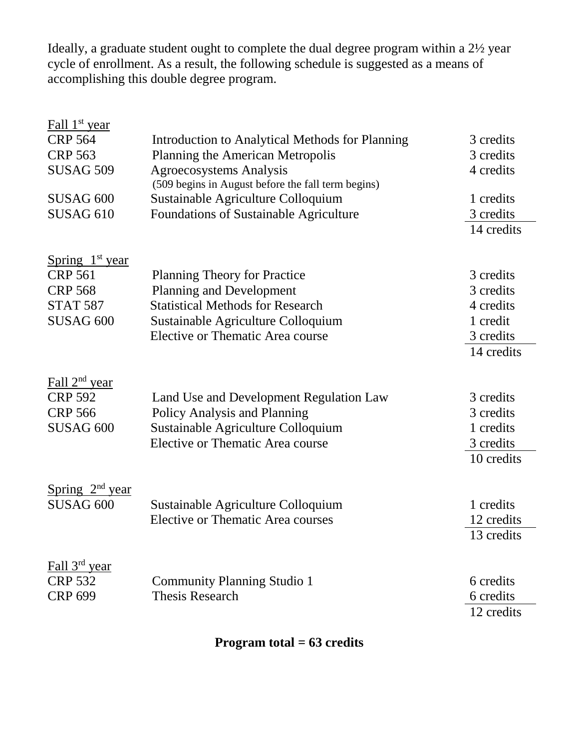Ideally, a graduate student ought to complete the dual degree program within a 2½ year cycle of enrollment. As a result, the following schedule is suggested as a means of accomplishing this double degree program.

**Fall 1st year**

| | | |
|---|---|---|
| CRP 564 | Introduction to Analytical Methods for Planning | 3 credits |
| CRP 563 | Planning the American Metropolis | 3 credits |
| SUSAG 509 | Agroecosystems Analysis (509 begins in August before the fall term begins) | 4 credits |
| SUSAG 600 | Sustainable Agriculture Colloquium | 1 credits |
| SUSAG 610 | Foundations of Sustainable Agriculture | 3 credits |
| | | 14 credits |

**Spring 1st year**

| | | |
|---|---|---|
| CRP 561 | Planning Theory for Practice | 3 credits |
| CRP 568 | Planning and Development | 3 credits |
| STAT 587 | Statistical Methods for Research | 4 credits |
| SUSAG 600 | Sustainable Agriculture Colloquium | 1 credit |
| | Elective or Thematic Area course | 3 credits |
| | | 14 credits |

**Fall 2nd year**

| | | |
|---|---|---|
| CRP 592 | Land Use and Development Regulation Law | 3 credits |
| CRP 566 | Policy Analysis and Planning | 3 credits |
| SUSAG 600 | Sustainable Agriculture Colloquium | 1 credits |
| | Elective or Thematic Area course | 3 credits |
| | | 10 credits |

**Spring 2nd year**

| | | |
|---|---|---|
| SUSAG 600 | Sustainable Agriculture Colloquium | 1 credits |
| | Elective or Thematic Area courses | 12 credits |
| | | 13 credits |

**Fall 3rd year**

| | | |
|---|---|---|
| CRP 532 | Community Planning Studio 1 | 6 credits |
| CRP 699 | Thesis Research | 6 credits |
| | | 12 credits |

**Program total = 63 credits**